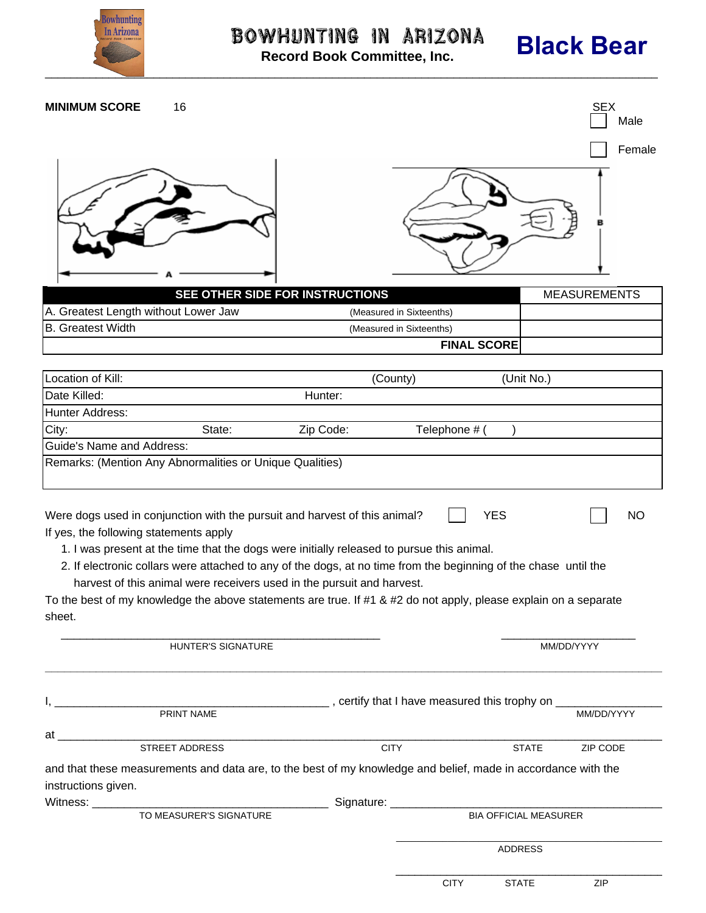# BOWHUNTING IN ARIZONA

**Record Book Committee, Inc.**

# Black Bear

**MINIMUM SCORE** 16

SEX
☐ Male
☐ Female

A

B

| SEE OTHER SIDE FOR INSTRUCTIONS | | MEASUREMENTS |
|---|---|---|
| A. Greatest Length without Lower Jaw | (Measured in Sixteenths) | |
| B. Greatest Width | (Measured in Sixteenths) | |
| | **FINAL SCORE** | |

| | | | |
|---|---|---|---|
| Location of Kill: | | (County) | (Unit No.) |
| Date Killed: | Hunter: | | |
| Hunter Address: | | | |
| City: State: | Zip Code: | Telephone # (    ) | |
| Guide's Name and Address: | | | |
| Remarks: (Mention Any Abnormalities or Unique Qualities) | | | |

Were dogs used in conjunction with the pursuit and harvest of this animal? ☐ YES ☐ NO

If yes, the following statements apply

1. I was present at the time that the dogs were initially released to pursue this animal.
2. If electronic collars were attached to any of the dogs, at no time from the beginning of the chase until the harvest of this animal were receivers used in the pursuit and harvest.

To the best of my knowledge the above statements are true. If #1 & #2 do not apply, please explain on a separate sheet.

______________________________ HUNTER'S SIGNATURE ______________ MM/DD/YYYY

---

I, ______________________________ , certify that I have measured this trophy on ______________
PRINT NAME MM/DD/YYYY

at ________________________________________________________________
STREET ADDRESS CITY STATE ZIP CODE

and that these measurements and data are, to the best of my knowledge and belief, made in accordance with the instructions given.

Witness: ______________________________ Signature: ______________________________
TO MEASURER'S SIGNATURE BIA OFFICIAL MEASURER

______________________________
ADDRESS

______________________________
CITY STATE ZIP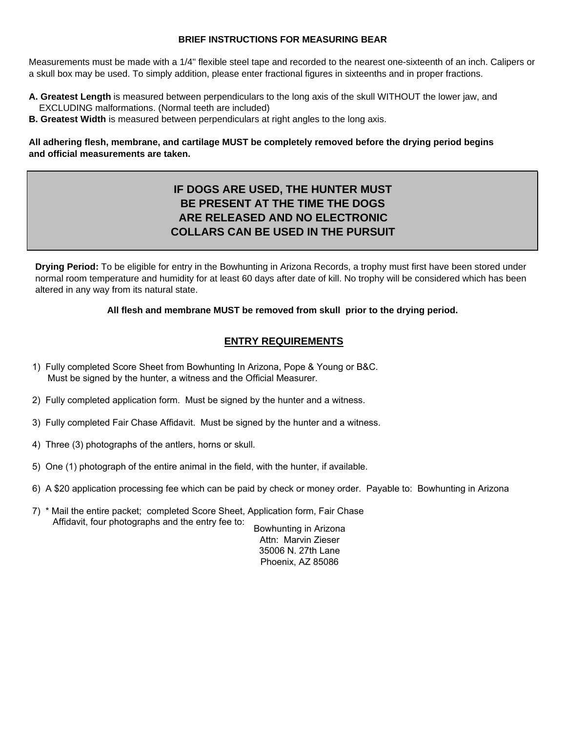## BRIEF INSTRUCTIONS FOR MEASURING BEAR

Measurements must be made with a 1/4" flexible steel tape and recorded to the nearest one-sixteenth of an inch. Calipers or a skull box may be used. To simply addition, please enter fractional figures in sixteenths and in proper fractions.

**A. Greatest Length** is measured between perpendiculars to the long axis of the skull WITHOUT the lower jaw, and EXCLUDING malformations. (Normal teeth are included)
**B. Greatest Width** is measured between perpendiculars at right angles to the long axis.

**All adhering flesh, membrane, and cartilage MUST be completely removed before the drying period begins and official measurements are taken.**

**IF DOGS ARE USED, THE HUNTER MUST BE PRESENT AT THE TIME THE DOGS ARE RELEASED AND NO ELECTRONIC COLLARS CAN BE USED IN THE PURSUIT**

**Drying Period:** To be eligible for entry in the Bowhunting in Arizona Records, a trophy must first have been stored under normal room temperature and humidity for at least 60 days after date of kill. No trophy will be considered which has been altered in any way from its natural state.

**All flesh and membrane MUST be removed from skull prior to the drying period.**

## ENTRY REQUIREMENTS

1) Fully completed Score Sheet from Bowhunting In Arizona, Pope & Young or B&C. Must be signed by the hunter, a witness and the Official Measurer.

2) Fully completed application form. Must be signed by the hunter and a witness.

3) Fully completed Fair Chase Affidavit. Must be signed by the hunter and a witness.

4) Three (3) photographs of the antlers, horns or skull.

5) One (1) photograph of the entire animal in the field, with the hunter, if available.

6) A $20 application processing fee which can be paid by check or money order. Payable to: Bowhunting in Arizona

7) * Mail the entire packet; completed Score Sheet, Application form, Fair Chase Affidavit, four photographs and the entry fee to:

Bowhunting in Arizona
Attn: Marvin Zieser
35006 N. 27th Lane
Phoenix, AZ 85086